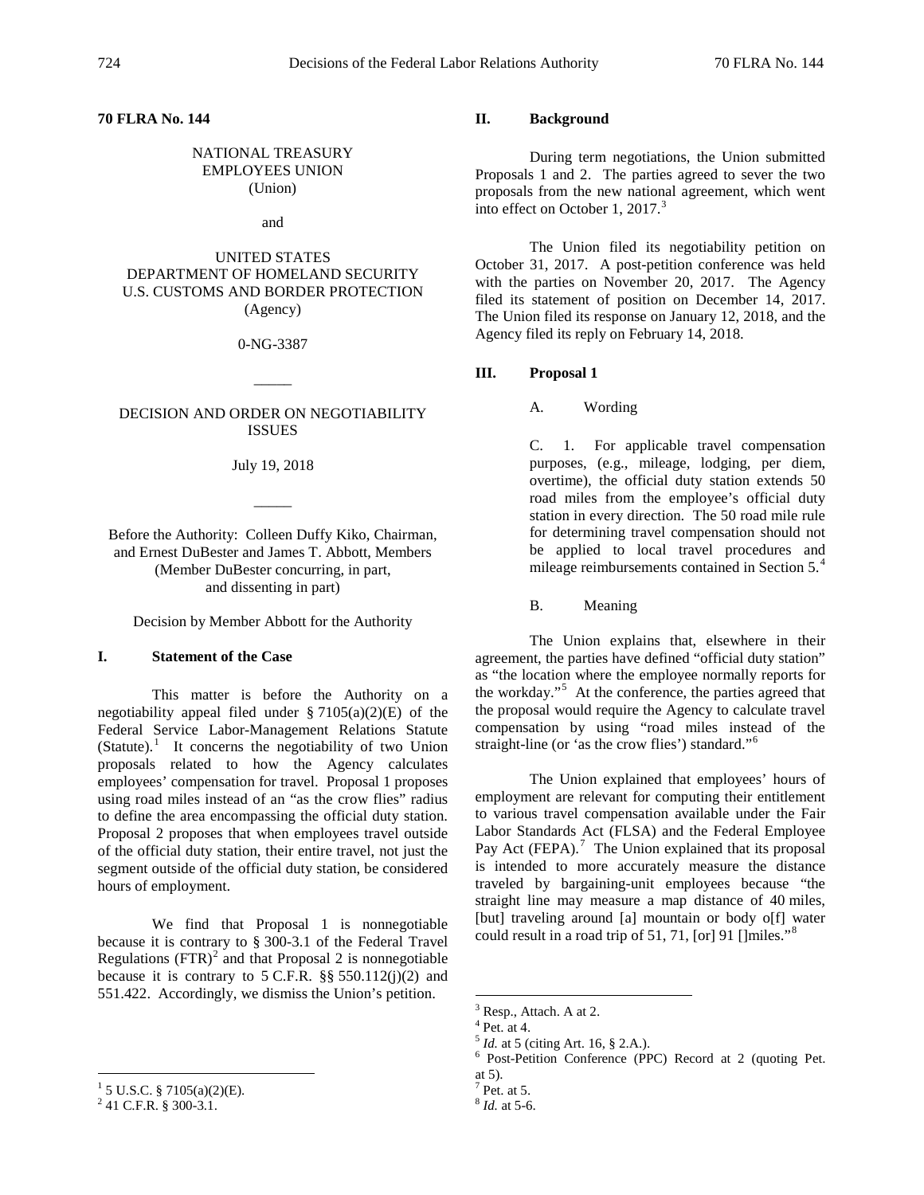**70 FLRA No. 144**

NATIONAL TREASURY EMPLOYEES UNION
(Union)

and

UNITED STATES
DEPARTMENT OF HOMELAND SECURITY
U.S. CUSTOMS AND BORDER PROTECTION
(Agency)

0-NG-3387

\_\_\_\_\_

DECISION AND ORDER ON NEGOTIABILITY ISSUES

July 19, 2018

\_\_\_\_\_

Before the Authority: Colleen Duffy Kiko, Chairman, and Ernest DuBester and James T. Abbott, Members (Member DuBester concurring, in part, and dissenting in part)

Decision by Member Abbott for the Authority

## I. Statement of the Case

This matter is before the Authority on a negotiability appeal filed under § 7105(a)(2)(E) of the Federal Service Labor-Management Relations Statute (Statute).[1] It concerns the negotiability of two Union proposals related to how the Agency calculates employees' compensation for travel. Proposal 1 proposes using road miles instead of an "as the crow flies" radius to define the area encompassing the official duty station. Proposal 2 proposes that when employees travel outside of the official duty station, their entire travel, not just the segment outside of the official duty station, be considered hours of employment.

We find that Proposal 1 is nonnegotiable because it is contrary to § 300-3.1 of the Federal Travel Regulations (FTR)[2] and that Proposal 2 is nonnegotiable because it is contrary to 5 C.F.R. §§ 550.112(j)(2) and 551.422. Accordingly, we dismiss the Union's petition.

## II. Background

During term negotiations, the Union submitted Proposals 1 and 2. The parties agreed to sever the two proposals from the new national agreement, which went into effect on October 1, 2017.[3]

The Union filed its negotiability petition on October 31, 2017. A post-petition conference was held with the parties on November 20, 2017. The Agency filed its statement of position on December 14, 2017. The Union filed its response on January 12, 2018, and the Agency filed its reply on February 14, 2018.

## III. Proposal 1

### A. Wording

> C. 1. For applicable travel compensation purposes, (e.g., mileage, lodging, per diem, overtime), the official duty station extends 50 road miles from the employee's official duty station in every direction. The 50 road mile rule for determining travel compensation should not be applied to local travel procedures and mileage reimbursements contained in Section 5.[4]

### B. Meaning

The Union explains that, elsewhere in their agreement, the parties have defined "official duty station" as "the location where the employee normally reports for the workday."[5] At the conference, the parties agreed that the proposal would require the Agency to calculate travel compensation by using "road miles instead of the straight-line (or 'as the crow flies') standard."[6]

The Union explained that employees' hours of employment are relevant for computing their entitlement to various travel compensation available under the Fair Labor Standards Act (FLSA) and the Federal Employee Pay Act (FEPA).[7] The Union explained that its proposal is intended to more accurately measure the distance traveled by bargaining-unit employees because "the straight line may measure a map distance of 40 miles, [but] traveling around [a] mountain or body o[f] water could result in a road trip of 51, 71, [or] 91 []miles."[8]

---

[1] 5 U.S.C. § 7105(a)(2)(E).
[2] 41 C.F.R. § 300-3.1.
[3] Resp., Attach. A at 2.
[4] Pet. at 4.
[5] *Id.* at 5 (citing Art. 16, § 2.A.).
[6] Post-Petition Conference (PPC) Record at 2 (quoting Pet. at 5).
[7] Pet. at 5.
[8] *Id.* at 5-6.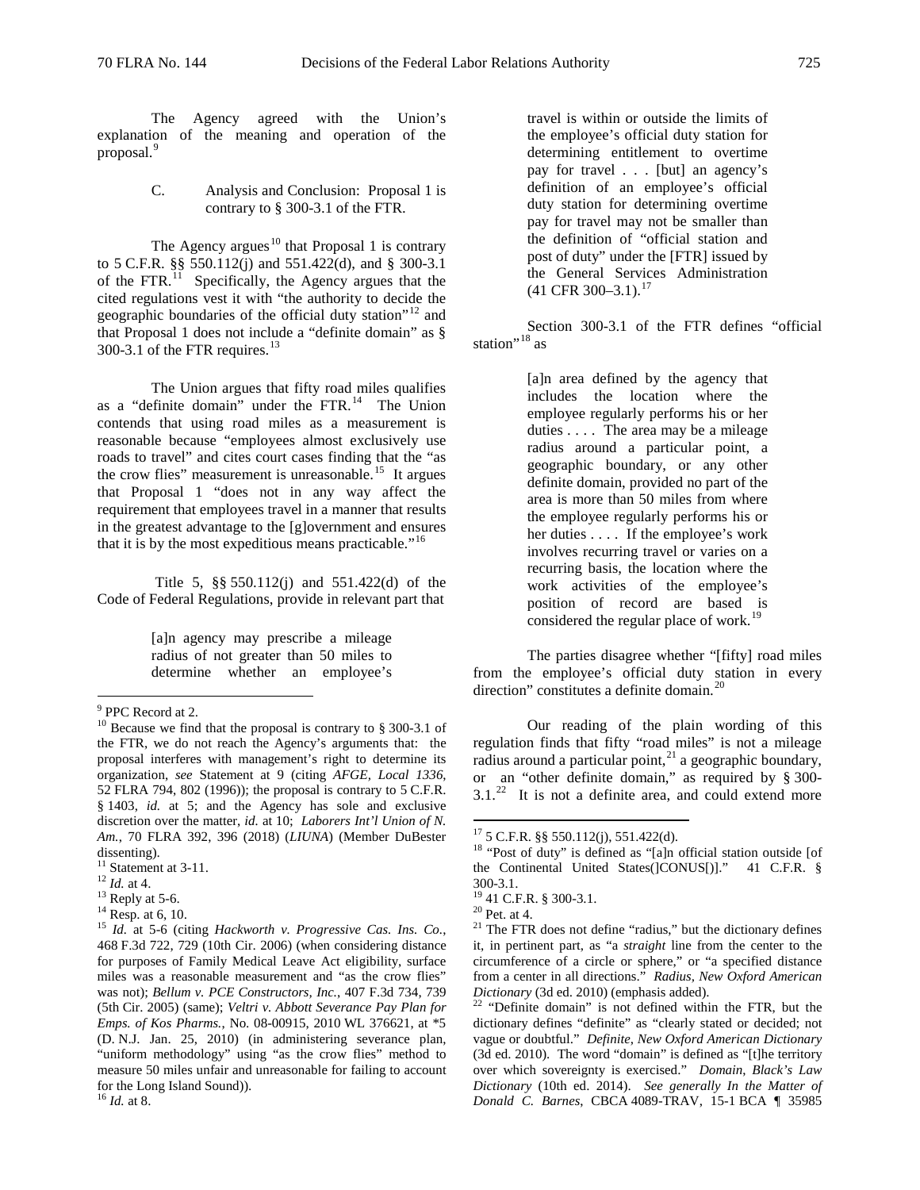The Agency agreed with the Union's explanation of the meaning and operation of the proposal.[9]

### C. Analysis and Conclusion: Proposal 1 is contrary to § 300-3.1 of the FTR.

The Agency argues[10] that Proposal 1 is contrary to 5 C.F.R. §§ 550.112(j) and 551.422(d), and § 300-3.1 of the FTR.[11] Specifically, the Agency argues that the cited regulations vest it with "the authority to decide the geographic boundaries of the official duty station"[12] and that Proposal 1 does not include a "definite domain" as § 300-3.1 of the FTR requires.[13]

The Union argues that fifty road miles qualifies as a "definite domain" under the FTR.[14] The Union contends that using road miles as a measurement is reasonable because "employees almost exclusively use roads to travel" and cites court cases finding that the "as the crow flies" measurement is unreasonable.[15] It argues that Proposal 1 "does not in any way affect the requirement that employees travel in a manner that results in the greatest advantage to the [g]overnment and ensures that it is by the most expeditious means practicable."[16]

Title 5, §§ 550.112(j) and 551.422(d) of the Code of Federal Regulations, provide in relevant part that

> [a]n agency may prescribe a mileage radius of not greater than 50 miles to determine whether an employee's travel is within or outside the limits of the employee's official duty station for determining entitlement to overtime pay for travel . . . [but] an agency's definition of an employee's official duty station for determining overtime pay for travel may not be smaller than the definition of "official station and post of duty" under the [FTR] issued by the General Services Administration (41 CFR 300–3.1).[17]

Section 300-3.1 of the FTR defines "official station"[18] as

> [a]n area defined by the agency that includes the location where the employee regularly performs his or her duties . . . . The area may be a mileage radius around a particular point, a geographic boundary, or any other definite domain, provided no part of the area is more than 50 miles from where the employee regularly performs his or her duties . . . . If the employee's work involves recurring travel or varies on a recurring basis, the location where the work activities of the employee's position of record are based is considered the regular place of work.[19]

The parties disagree whether "[fifty] road miles from the employee's official duty station in every direction" constitutes a definite domain.[20]

Our reading of the plain wording of this regulation finds that fifty "road miles" is not a mileage radius around a particular point,[21] a geographic boundary, or an "other definite domain," as required by § 300-3.1.[22] It is not a definite area, and could extend more

---

[9] PPC Record at 2.

[10] Because we find that the proposal is contrary to § 300-3.1 of the FTR, we do not reach the Agency's arguments that: the proposal interferes with management's right to determine its organization, *see* Statement at 9 (citing *AFGE, Local 1336*, 52 FLRA 794, 802 (1996)); the proposal is contrary to 5 C.F.R. § 1403, *id.* at 5; and the Agency has sole and exclusive discretion over the matter, *id.* at 10; *Laborers Int'l Union of N. Am.*, 70 FLRA 392, 396 (2018) (*LIUNA*) (Member DuBester dissenting).

[11] Statement at 3-11.

[12] *Id.* at 4.

[13] Reply at 5-6.

[14] Resp. at 6, 10.

[15] *Id.* at 5-6 (citing *Hackworth v. Progressive Cas. Ins. Co.*, 468 F.3d 722, 729 (10th Cir. 2006) (when considering distance for purposes of Family Medical Leave Act eligibility, surface miles was a reasonable measurement and "as the crow flies" was not); *Bellum v. PCE Constructors, Inc.*, 407 F.3d 734, 739 (5th Cir. 2005) (same); *Veltri v. Abbott Severance Pay Plan for Emps. of Kos Pharms.*, No. 08-00915, 2010 WL 376621, at *5 (D. N.J. Jan. 25, 2010) (in administering severance plan, "uniform methodology" using "as the crow flies" method to measure 50 miles unfair and unreasonable for failing to account for the Long Island Sound)).

[16] *Id.* at 8.

[17] 5 C.F.R. §§ 550.112(j), 551.422(d).

[18] "Post of duty" is defined as "[a]n official station outside [of the Continental United States(]CONUS[)]." 41 C.F.R. § 300-3.1.

[19] 41 C.F.R. § 300-3.1.

[20] Pet. at 4.

[21] The FTR does not define "radius," but the dictionary defines it, in pertinent part, as "a *straight* line from the center to the circumference of a circle or sphere," or "a specified distance from a center in all directions." *Radius, New Oxford American Dictionary* (3d ed. 2010) (emphasis added).

[22] "Definite domain" is not defined within the FTR, but the dictionary defines "definite" as "clearly stated or decided; not vague or doubtful." *Definite, New Oxford American Dictionary* (3d ed. 2010). The word "domain" is defined as "[t]he territory over which sovereignty is exercised." *Domain, Black's Law Dictionary* (10th ed. 2014). *See generally In the Matter of Donald C. Barnes*, CBCA 4089-TRAV, 15-1 BCA ¶ 35985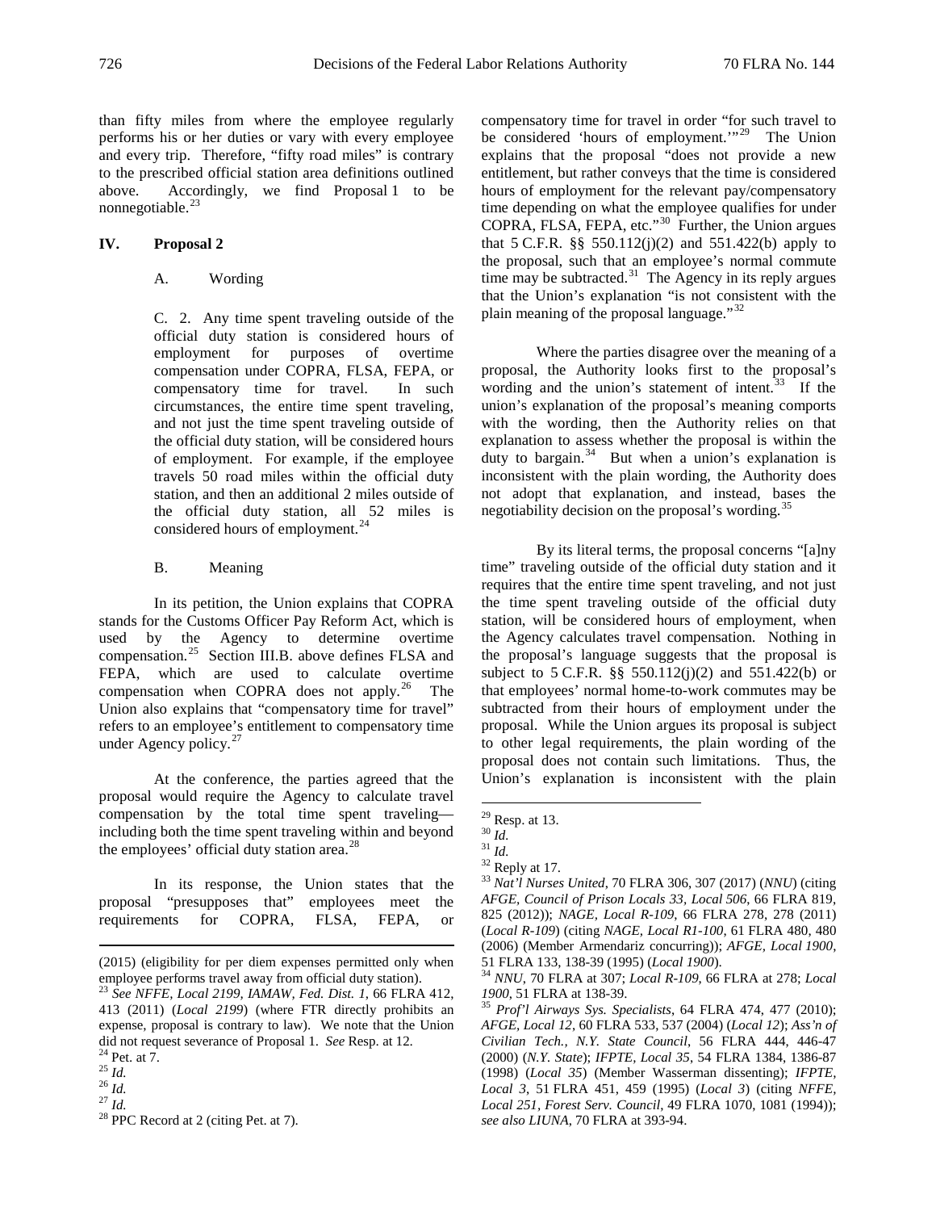than fifty miles from where the employee regularly performs his or her duties or vary with every employee and every trip. Therefore, "fifty road miles" is contrary to the prescribed official station area definitions outlined above. Accordingly, we find Proposal 1 to be nonnegotiable.[23]

## IV. Proposal 2

### A. Wording

> C. 2. Any time spent traveling outside of the official duty station is considered hours of employment for purposes of overtime compensation under COPRA, FLSA, FEPA, or compensatory time for travel. In such circumstances, the entire time spent traveling, and not just the time spent traveling outside of the official duty station, will be considered hours of employment. For example, if the employee travels 50 road miles within the official duty station, and then an additional 2 miles outside of the official duty station, all 52 miles is considered hours of employment.[24]

### B. Meaning

In its petition, the Union explains that COPRA stands for the Customs Officer Pay Reform Act, which is used by the Agency to determine overtime compensation.[25] Section III.B. above defines FLSA and FEPA, which are used to calculate overtime compensation when COPRA does not apply.[26] The Union also explains that "compensatory time for travel" refers to an employee's entitlement to compensatory time under Agency policy.[27]

At the conference, the parties agreed that the proposal would require the Agency to calculate travel compensation by the total time spent traveling—including both the time spent traveling within and beyond the employees' official duty station area.[28]

In its response, the Union states that the proposal "presupposes that" employees meet the requirements for COPRA, FLSA, FEPA, or compensatory time for travel in order "for such travel to be considered 'hours of employment.'"[29] The Union explains that the proposal "does not provide a new entitlement, but rather conveys that the time is considered hours of employment for the relevant pay/compensatory time depending on what the employee qualifies for under COPRA, FLSA, FEPA, etc."[30] Further, the Union argues that 5 C.F.R. §§ 550.112(j)(2) and 551.422(b) apply to the proposal, such that an employee's normal commute time may be subtracted.[31] The Agency in its reply argues that the Union's explanation "is not consistent with the plain meaning of the proposal language."[32]

Where the parties disagree over the meaning of a proposal, the Authority looks first to the proposal's wording and the union's statement of intent.[33] If the union's explanation of the proposal's meaning comports with the wording, then the Authority relies on that explanation to assess whether the proposal is within the duty to bargain.[34] But when a union's explanation is inconsistent with the plain wording, the Authority does not adopt that explanation, and instead, bases the negotiability decision on the proposal's wording.[35]

By its literal terms, the proposal concerns "[a]ny time" traveling outside of the official duty station and it requires that the entire time spent traveling, and not just the time spent traveling outside of the official duty station, will be considered hours of employment, when the Agency calculates travel compensation. Nothing in the proposal's language suggests that the proposal is subject to 5 C.F.R. §§ 550.112(j)(2) and 551.422(b) or that employees' normal home-to-work commutes may be subtracted from their hours of employment under the proposal. While the Union argues its proposal is subject to other legal requirements, the plain wording of the proposal does not contain such limitations. Thus, the Union's explanation is inconsistent with the plain

---

(2015) (eligibility for per diem expenses permitted only when employee performs travel away from official duty station).

[23] *See NFFE, Local 2199, IAMAW, Fed. Dist. 1*, 66 FLRA 412, 413 (2011) (*Local 2199*) (where FTR directly prohibits an expense, proposal is contrary to law). We note that the Union did not request severance of Proposal 1. *See* Resp. at 12.

[24] Pet. at 7.

[25] *Id.*

[26] *Id.*

[27] *Id.*

[28] PPC Record at 2 (citing Pet. at 7).

[29] Resp. at 13.

[30] *Id.*

[31] *Id.*

[32] Reply at 17.

[33] *Nat'l Nurses United*, 70 FLRA 306, 307 (2017) (*NNU*) (citing *AFGE, Council of Prison Locals 33, Local 506*, 66 FLRA 819, 825 (2012)); *NAGE, Local R-109*, 66 FLRA 278, 278 (2011) (*Local R-109*) (citing *NAGE, Local R1-100*, 61 FLRA 480, 480 (2006) (Member Armendariz concurring)); *AFGE, Local 1900*, 51 FLRA 133, 138-39 (1995) (*Local 1900*).

[34] *NNU*, 70 FLRA at 307; *Local R-109*, 66 FLRA at 278; *Local 1900*, 51 FLRA at 138-39.

[35] *Prof'l Airways Sys. Specialists*, 64 FLRA 474, 477 (2010); *AFGE, Local 12*, 60 FLRA 533, 537 (2004) (*Local 12*); *Ass'n of Civilian Tech., N.Y. State Council*, 56 FLRA 444, 446-47 (2000) (*N.Y. State*); *IFPTE, Local 35*, 54 FLRA 1384, 1386-87 (1998) (*Local 35*) (Member Wasserman dissenting); *IFPTE, Local 3*, 51 FLRA 451, 459 (1995) (*Local 3*) (citing *NFFE, Local 251, Forest Serv. Council*, 49 FLRA 1070, 1081 (1994)); *see also LIUNA*, 70 FLRA at 393-94.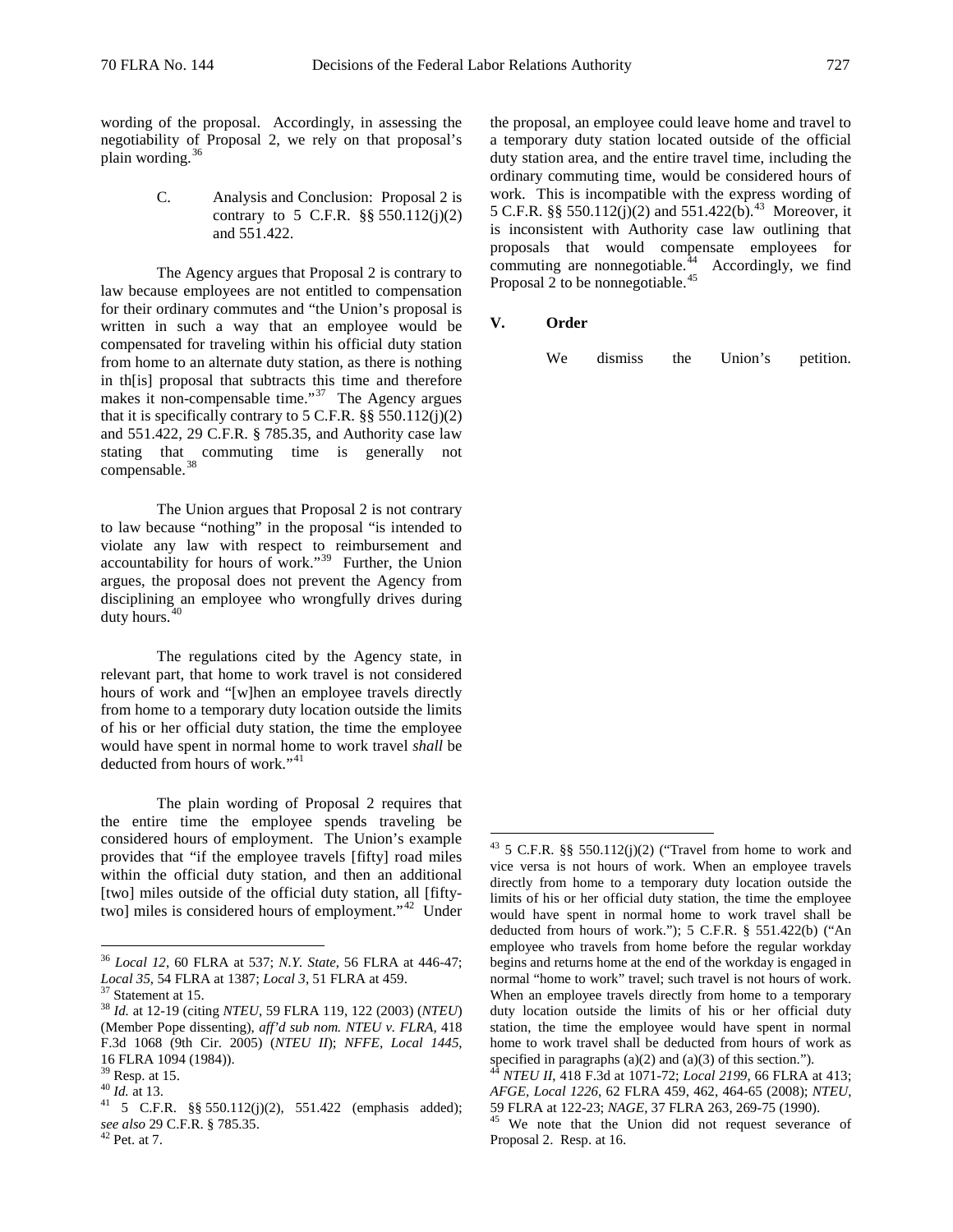wording of the proposal. Accordingly, in assessing the negotiability of Proposal 2, we rely on that proposal's plain wording.[36]

### C. Analysis and Conclusion: Proposal 2 is contrary to 5 C.F.R. §§ 550.112(j)(2) and 551.422.

The Agency argues that Proposal 2 is contrary to law because employees are not entitled to compensation for their ordinary commutes and "the Union's proposal is written in such a way that an employee would be compensated for traveling within his official duty station from home to an alternate duty station, as there is nothing in th[is] proposal that subtracts this time and therefore makes it non-compensable time."[37] The Agency argues that it is specifically contrary to 5 C.F.R. §§ 550.112(j)(2) and 551.422, 29 C.F.R. § 785.35, and Authority case law stating that commuting time is generally not compensable.[38]

The Union argues that Proposal 2 is not contrary to law because "nothing" in the proposal "is intended to violate any law with respect to reimbursement and accountability for hours of work."[39] Further, the Union argues, the proposal does not prevent the Agency from disciplining an employee who wrongfully drives during duty hours.[40]

The regulations cited by the Agency state, in relevant part, that home to work travel is not considered hours of work and "[w]hen an employee travels directly from home to a temporary duty location outside the limits of his or her official duty station, the time the employee would have spent in normal home to work travel *shall* be deducted from hours of work."[41]

The plain wording of Proposal 2 requires that the entire time the employee spends traveling be considered hours of employment. The Union's example provides that "if the employee travels [fifty] road miles within the official duty station, and then an additional [two] miles outside of the official duty station, all [fifty-two] miles is considered hours of employment."[42] Under the proposal, an employee could leave home and travel to a temporary duty station located outside of the official duty station area, and the entire travel time, including the ordinary commuting time, would be considered hours of work. This is incompatible with the express wording of 5 C.F.R. §§ 550.112(j)(2) and 551.422(b).[43] Moreover, it is inconsistent with Authority case law outlining that proposals that would compensate employees for commuting are nonnegotiable.[44] Accordingly, we find Proposal 2 to be nonnegotiable.[45]

## V. Order

We dismiss the Union's petition.

---

[36] *Local 12*, 60 FLRA at 537; *N.Y. State*, 56 FLRA at 446-47; *Local 35*, 54 FLRA at 1387; *Local 3*, 51 FLRA at 459.

[37] Statement at 15.

[38] *Id.* at 12-19 (citing *NTEU*, 59 FLRA 119, 122 (2003) (*NTEU*) (Member Pope dissenting), *aff'd sub nom. NTEU v. FLRA*, 418 F.3d 1068 (9th Cir. 2005) (*NTEU II*); *NFFE, Local 1445*, 16 FLRA 1094 (1984)).

[39] Resp. at 15.

[40] *Id.* at 13.

[41] 5 C.F.R. §§ 550.112(j)(2), 551.422 (emphasis added); *see also* 29 C.F.R. § 785.35.

[42] Pet. at 7.

[43] 5 C.F.R. §§ 550.112(j)(2) ("Travel from home to work and vice versa is not hours of work. When an employee travels directly from home to a temporary duty location outside the limits of his or her official duty station, the time the employee would have spent in normal home to work travel shall be deducted from hours of work."); 5 C.F.R. § 551.422(b) ("An employee who travels from home before the regular workday begins and returns home at the end of the workday is engaged in normal "home to work" travel; such travel is not hours of work. When an employee travels directly from home to a temporary duty location outside the limits of his or her official duty station, the time the employee would have spent in normal home to work travel shall be deducted from hours of work as specified in paragraphs (a)(2) and (a)(3) of this section.").

[44] *NTEU II*, 418 F.3d at 1071-72; *Local 2199*, 66 FLRA at 413; *AFGE, Local 1226*, 62 FLRA 459, 462, 464-65 (2008); *NTEU*, 59 FLRA at 122-23; *NAGE*, 37 FLRA 263, 269-75 (1990).

[45] We note that the Union did not request severance of Proposal 2. Resp. at 16.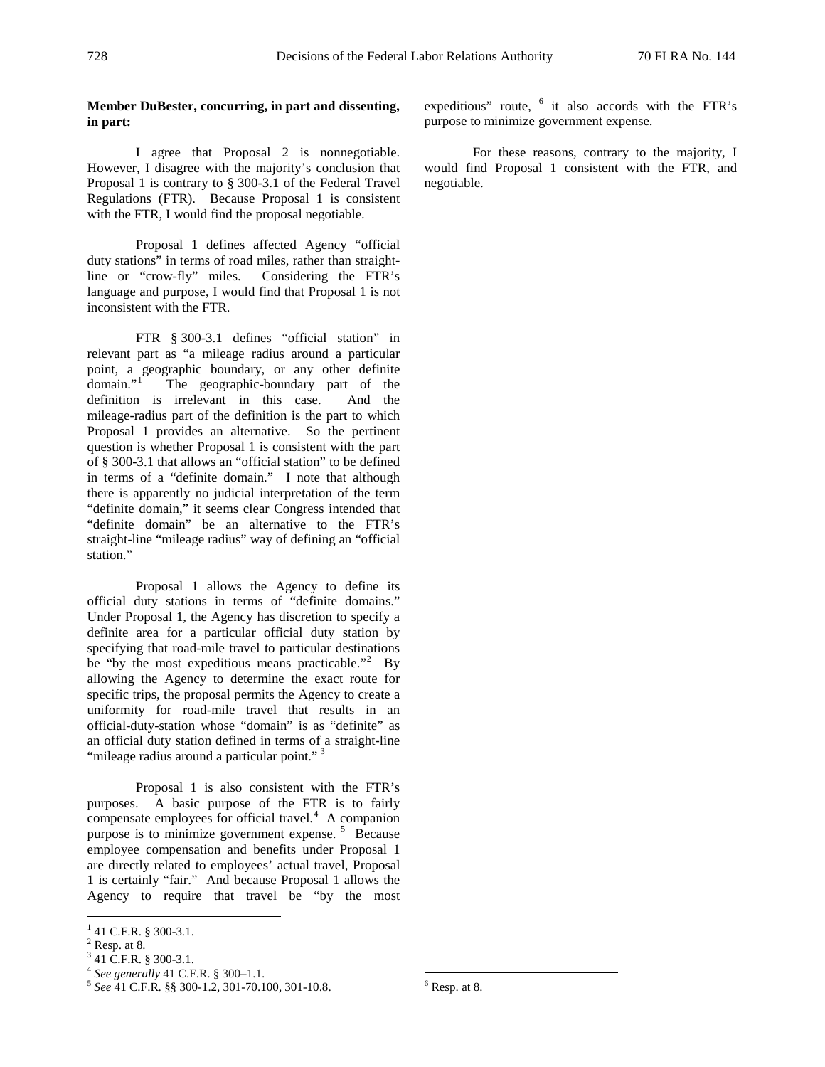**Member DuBester, concurring, in part and dissenting, in part:**

I agree that Proposal 2 is nonnegotiable. However, I disagree with the majority's conclusion that Proposal 1 is contrary to § 300-3.1 of the Federal Travel Regulations (FTR). Because Proposal 1 is consistent with the FTR, I would find the proposal negotiable.

Proposal 1 defines affected Agency "official duty stations" in terms of road miles, rather than straight-line or "crow-fly" miles. Considering the FTR's language and purpose, I would find that Proposal 1 is not inconsistent with the FTR.

FTR § 300-3.1 defines "official station" in relevant part as "a mileage radius around a particular point, a geographic boundary, or any other definite domain."[1] The geographic-boundary part of the definition is irrelevant in this case. And the mileage-radius part of the definition is the part to which Proposal 1 provides an alternative. So the pertinent question is whether Proposal 1 is consistent with the part of § 300-3.1 that allows an "official station" to be defined in terms of a "definite domain." I note that although there is apparently no judicial interpretation of the term "definite domain," it seems clear Congress intended that "definite domain" be an alternative to the FTR's straight-line "mileage radius" way of defining an "official station."

Proposal 1 allows the Agency to define its official duty stations in terms of "definite domains." Under Proposal 1, the Agency has discretion to specify a definite area for a particular official duty station by specifying that road-mile travel to particular destinations be "by the most expeditious means practicable."[2] By allowing the Agency to determine the exact route for specific trips, the proposal permits the Agency to create a uniformity for road-mile travel that results in an official-duty-station whose "domain" is as "definite" as an official duty station defined in terms of a straight-line "mileage radius around a particular point." [3]

Proposal 1 is also consistent with the FTR's purposes. A basic purpose of the FTR is to fairly compensate employees for official travel.[4] A companion purpose is to minimize government expense. [5] Because employee compensation and benefits under Proposal 1 are directly related to employees' actual travel, Proposal 1 is certainly "fair." And because Proposal 1 allows the Agency to require that travel be "by the most expeditious" route, [6] it also accords with the FTR's purpose to minimize government expense.

For these reasons, contrary to the majority, I would find Proposal 1 consistent with the FTR, and negotiable.

---

[1] 41 C.F.R. § 300-3.1.

[2] Resp. at 8.

[3] 41 C.F.R. § 300-3.1.

[4] *See generally* 41 C.F.R. § 300–1.1.

[5] *See* 41 C.F.R. §§ 300-1.2, 301-70.100, 301-10.8.

[6] Resp. at 8.